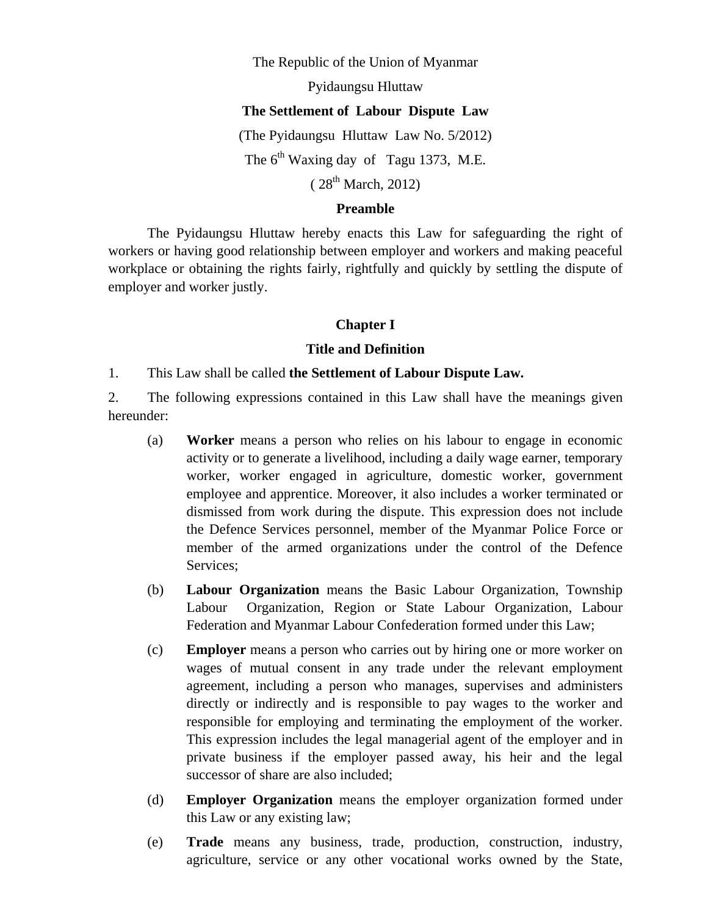The Republic of the Union of Myanmar

Pyidaungsu Hluttaw

**The Settlement of Labour Dispute Law**

(The Pyidaungsu Hluttaw Law No. 5/2012)

The 6th Waxing day of Tagu 1373, M.E.

( 28th March, 2012)

**Preamble**

The Pyidaungsu Hluttaw hereby enacts this Law for safeguarding the right of workers or having good relationship between employer and workers and making peaceful workplace or obtaining the rights fairly, rightfully and quickly by settling the dispute of employer and worker justly.

## Chapter I

## Title and Definition

1. This Law shall be called **the Settlement of Labour Dispute Law.**

2. The following expressions contained in this Law shall have the meanings given hereunder:

   (a) **Worker** means a person who relies on his labour to engage in economic activity or to generate a livelihood, including a daily wage earner, temporary worker, worker engaged in agriculture, domestic worker, government employee and apprentice. Moreover, it also includes a worker terminated or dismissed from work during the dispute. This expression does not include the Defence Services personnel, member of the Myanmar Police Force or member of the armed organizations under the control of the Defence Services;

   (b) **Labour Organization** means the Basic Labour Organization, Township Labour Organization, Region or State Labour Organization, Labour Federation and Myanmar Labour Confederation formed under this Law;

   (c) **Employer** means a person who carries out by hiring one or more worker on wages of mutual consent in any trade under the relevant employment agreement, including a person who manages, supervises and administers directly or indirectly and is responsible to pay wages to the worker and responsible for employing and terminating the employment of the worker. This expression includes the legal managerial agent of the employer and in private business if the employer passed away, his heir and the legal successor of share are also included;

   (d) **Employer Organization** means the employer organization formed under this Law or any existing law;

   (e) **Trade** means any business, trade, production, construction, industry, agriculture, service or any other vocational works owned by the State,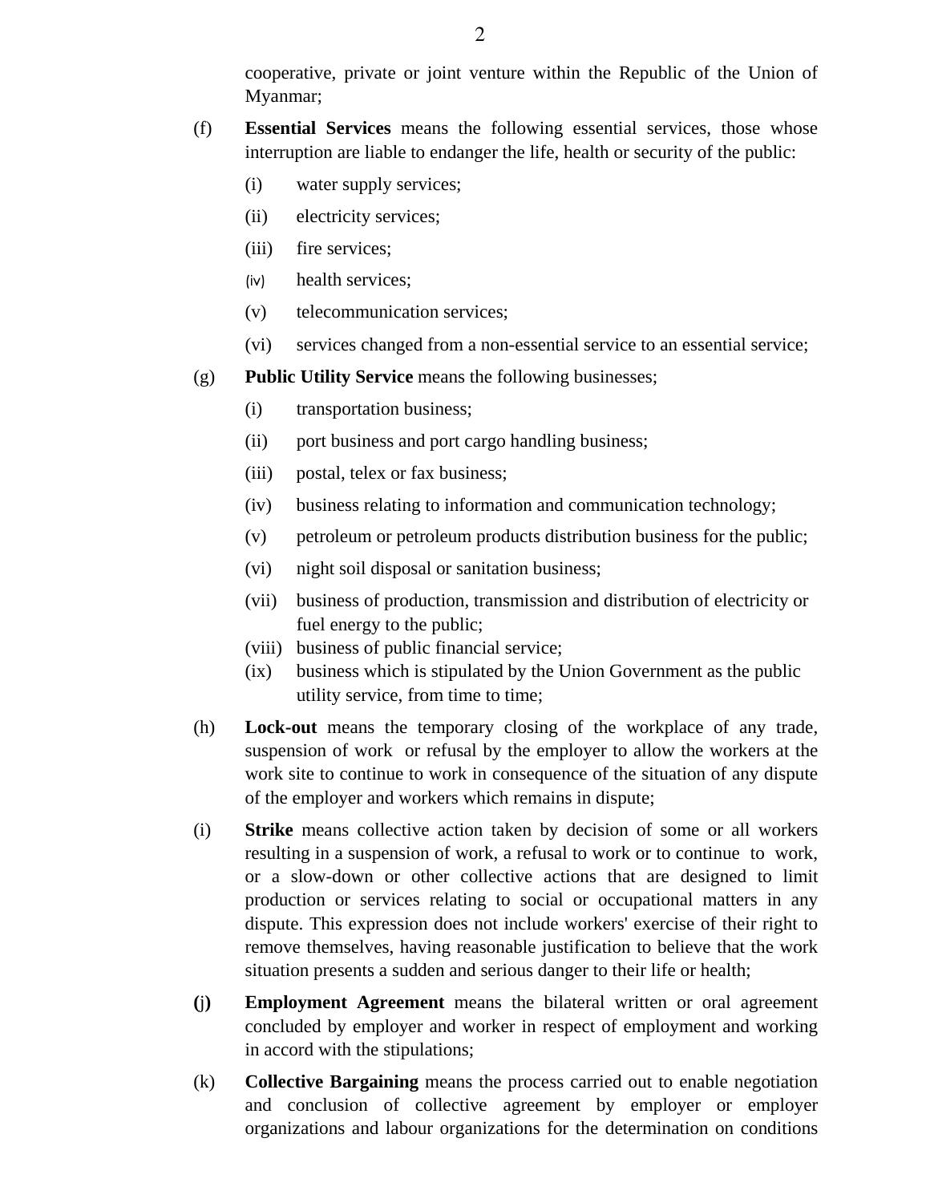cooperative, private or joint venture within the Republic of the Union of Myanmar;

(f) **Essential Services** means the following essential services, those whose interruption are liable to endanger the life, health or security of the public:

  (i) water supply services;

  (ii) electricity services;

  (iii) fire services;

  (iv) health services;

  (v) telecommunication services;

  (vi) services changed from a non-essential service to an essential service;

(g) **Public Utility Service** means the following businesses;

  (i) transportation business;

  (ii) port business and port cargo handling business;

  (iii) postal, telex or fax business;

  (iv) business relating to information and communication technology;

  (v) petroleum or petroleum products distribution business for the public;

  (vi) night soil disposal or sanitation business;

  (vii) business of production, transmission and distribution of electricity or fuel energy to the public;

  (viii) business of public financial service;

  (ix) business which is stipulated by the Union Government as the public utility service, from time to time;

(h) **Lock-out** means the temporary closing of the workplace of any trade, suspension of work or refusal by the employer to allow the workers at the work site to continue to work in consequence of the situation of any dispute of the employer and workers which remains in dispute;

(i) **Strike** means collective action taken by decision of some or all workers resulting in a suspension of work, a refusal to work or to continue to work, or a slow-down or other collective actions that are designed to limit production or services relating to social or occupational matters in any dispute. This expression does not include workers' exercise of their right to remove themselves, having reasonable justification to believe that the work situation presents a sudden and serious danger to their life or health;

(j) **Employment Agreement** means the bilateral written or oral agreement concluded by employer and worker in respect of employment and working in accord with the stipulations;

(k) **Collective Bargaining** means the process carried out to enable negotiation and conclusion of collective agreement by employer or employer organizations and labour organizations for the determination on conditions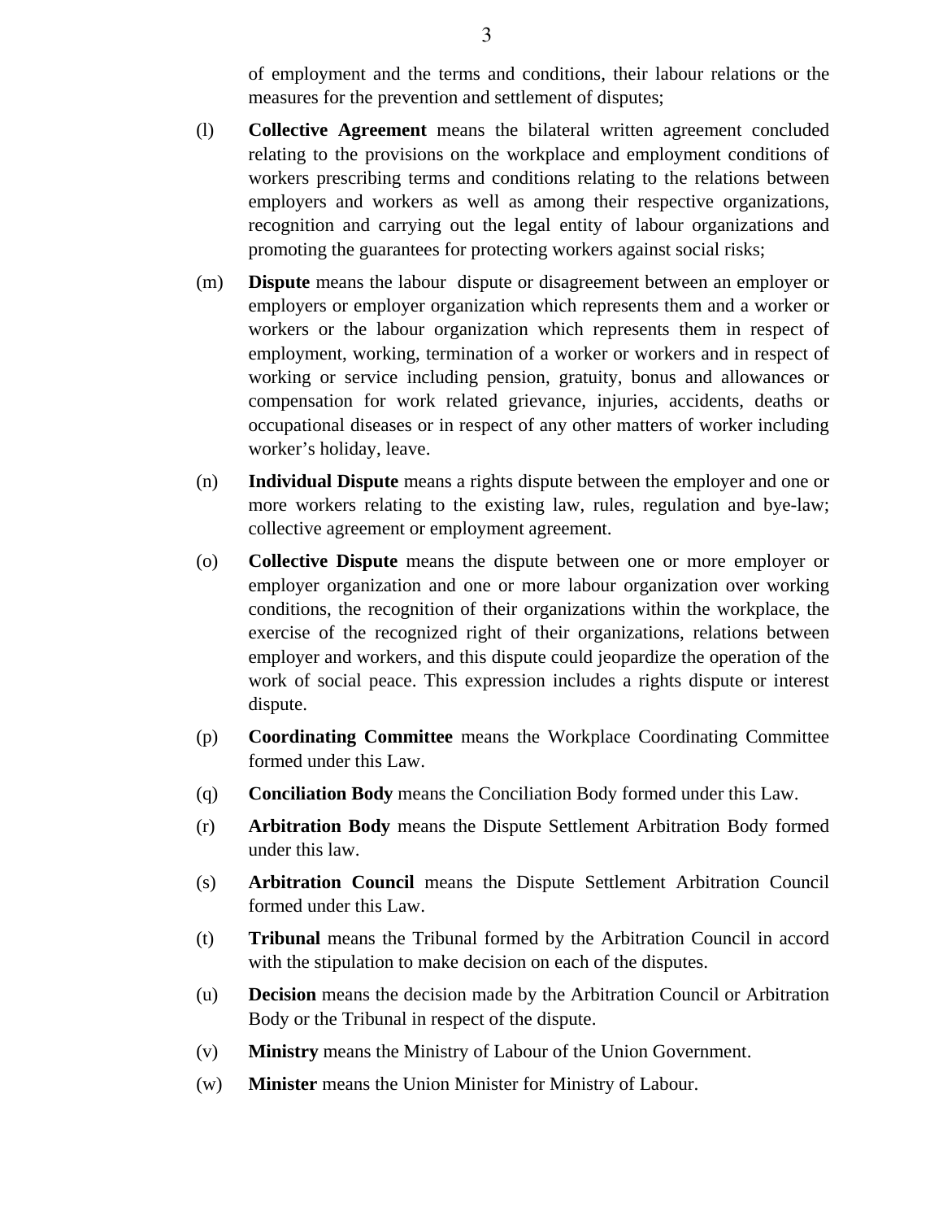of employment and the terms and conditions, their labour relations or the measures for the prevention and settlement of disputes;

(l) **Collective Agreement** means the bilateral written agreement concluded relating to the provisions on the workplace and employment conditions of workers prescribing terms and conditions relating to the relations between employers and workers as well as among their respective organizations, recognition and carrying out the legal entity of labour organizations and promoting the guarantees for protecting workers against social risks;

(m) **Dispute** means the labour dispute or disagreement between an employer or employers or employer organization which represents them and a worker or workers or the labour organization which represents them in respect of employment, working, termination of a worker or workers and in respect of working or service including pension, gratuity, bonus and allowances or compensation for work related grievance, injuries, accidents, deaths or occupational diseases or in respect of any other matters of worker including worker's holiday, leave.

(n) **Individual Dispute** means a rights dispute between the employer and one or more workers relating to the existing law, rules, regulation and bye-law; collective agreement or employment agreement.

(o) **Collective Dispute** means the dispute between one or more employer or employer organization and one or more labour organization over working conditions, the recognition of their organizations within the workplace, the exercise of the recognized right of their organizations, relations between employer and workers, and this dispute could jeopardize the operation of the work of social peace. This expression includes a rights dispute or interest dispute.

(p) **Coordinating Committee** means the Workplace Coordinating Committee formed under this Law.

(q) **Conciliation Body** means the Conciliation Body formed under this Law.

(r) **Arbitration Body** means the Dispute Settlement Arbitration Body formed under this law.

(s) **Arbitration Council** means the Dispute Settlement Arbitration Council formed under this Law.

(t) **Tribunal** means the Tribunal formed by the Arbitration Council in accord with the stipulation to make decision on each of the disputes.

(u) **Decision** means the decision made by the Arbitration Council or Arbitration Body or the Tribunal in respect of the dispute.

(v) **Ministry** means the Ministry of Labour of the Union Government.

(w) **Minister** means the Union Minister for Ministry of Labour.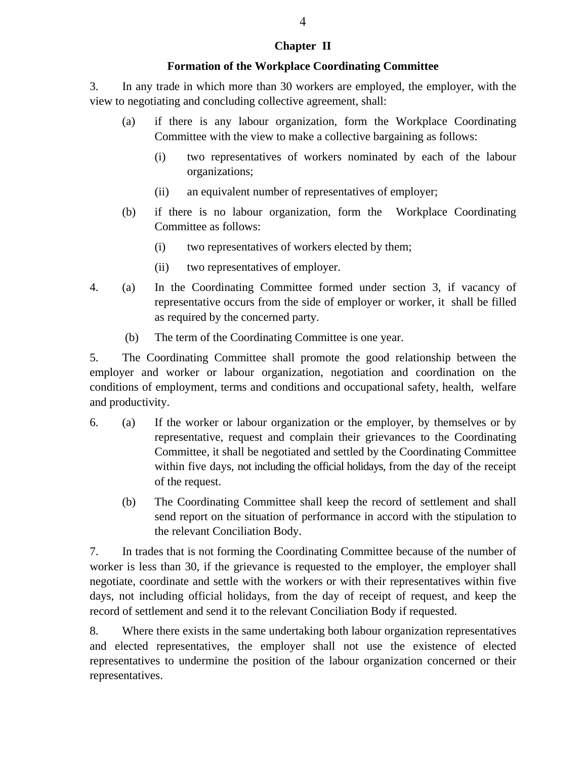## Chapter II

### Formation of the Workplace Coordinating Committee

3. In any trade in which more than 30 workers are employed, the employer, with the view to negotiating and concluding collective agreement, shall:

   (a) if there is any labour organization, form the Workplace Coordinating Committee with the view to make a collective bargaining as follows:

      (i) two representatives of workers nominated by each of the labour organizations;

      (ii) an equivalent number of representatives of employer;

   (b) if there is no labour organization, form the Workplace Coordinating Committee as follows:

      (i) two representatives of workers elected by them;

      (ii) two representatives of employer.

4. (a) In the Coordinating Committee formed under section 3, if vacancy of representative occurs from the side of employer or worker, it shall be filled as required by the concerned party.

   (b) The term of the Coordinating Committee is one year.

5. The Coordinating Committee shall promote the good relationship between the employer and worker or labour organization, negotiation and coordination on the conditions of employment, terms and conditions and occupational safety, health, welfare and productivity.

6. (a) If the worker or labour organization or the employer, by themselves or by representative, request and complain their grievances to the Coordinating Committee, it shall be negotiated and settled by the Coordinating Committee within five days, not including the official holidays, from the day of the receipt of the request.

   (b) The Coordinating Committee shall keep the record of settlement and shall send report on the situation of performance in accord with the stipulation to the relevant Conciliation Body.

7. In trades that is not forming the Coordinating Committee because of the number of worker is less than 30, if the grievance is requested to the employer, the employer shall negotiate, coordinate and settle with the workers or with their representatives within five days, not including official holidays, from the day of receipt of request, and keep the record of settlement and send it to the relevant Conciliation Body if requested.

8. Where there exists in the same undertaking both labour organization representatives and elected representatives, the employer shall not use the existence of elected representatives to undermine the position of the labour organization concerned or their representatives.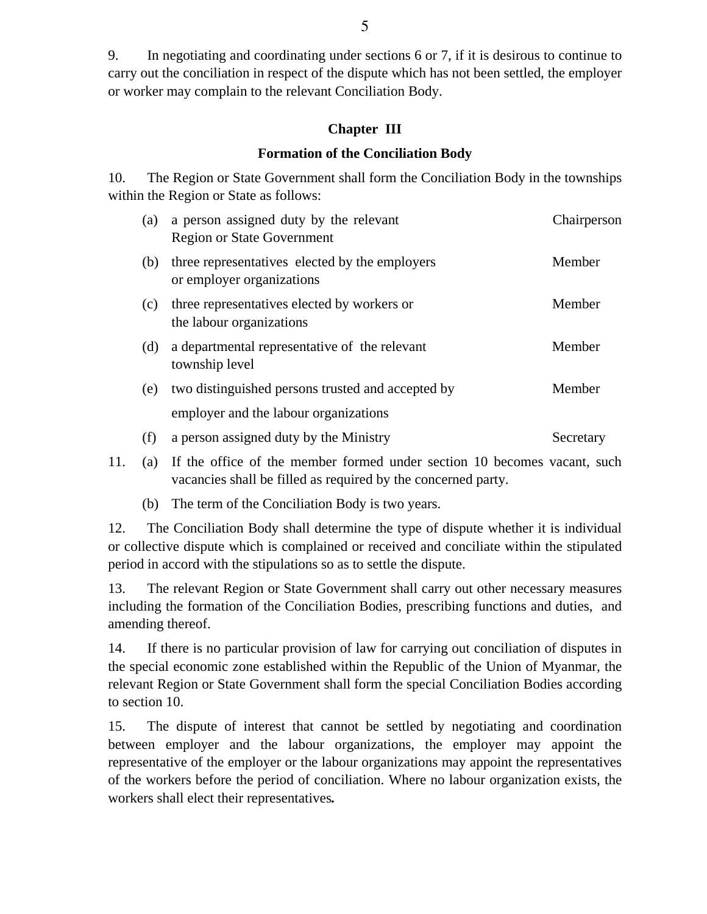9. In negotiating and coordinating under sections 6 or 7, if it is desirous to continue to carry out the conciliation in respect of the dispute which has not been settled, the employer or worker may complain to the relevant Conciliation Body.

## Chapter III

### Formation of the Conciliation Body

10. The Region or State Government shall form the Conciliation Body in the townships within the Region or State as follows:

| | | |
|---|---|---|
| (a) | a person assigned duty by the relevant Region or State Government | Chairperson |
| (b) | three representatives elected by the employers or employer organizations | Member |
| (c) | three representatives elected by workers or the labour organizations | Member |
| (d) | a departmental representative of the relevant township level | Member |
| (e) | two distinguished persons trusted and accepted by employer and the labour organizations | Member |
| (f) | a person assigned duty by the Ministry | Secretary |

11. (a) If the office of the member formed under section 10 becomes vacant, such vacancies shall be filled as required by the concerned party.

(b) The term of the Conciliation Body is two years.

12. The Conciliation Body shall determine the type of dispute whether it is individual or collective dispute which is complained or received and conciliate within the stipulated period in accord with the stipulations so as to settle the dispute.

13. The relevant Region or State Government shall carry out other necessary measures including the formation of the Conciliation Bodies, prescribing functions and duties, and amending thereof.

14. If there is no particular provision of law for carrying out conciliation of disputes in the special economic zone established within the Republic of the Union of Myanmar, the relevant Region or State Government shall form the special Conciliation Bodies according to section 10.

15. The dispute of interest that cannot be settled by negotiating and coordination between employer and the labour organizations, the employer may appoint the representative of the employer or the labour organizations may appoint the representatives of the workers before the period of conciliation. Where no labour organization exists, the workers shall elect their representatives**.**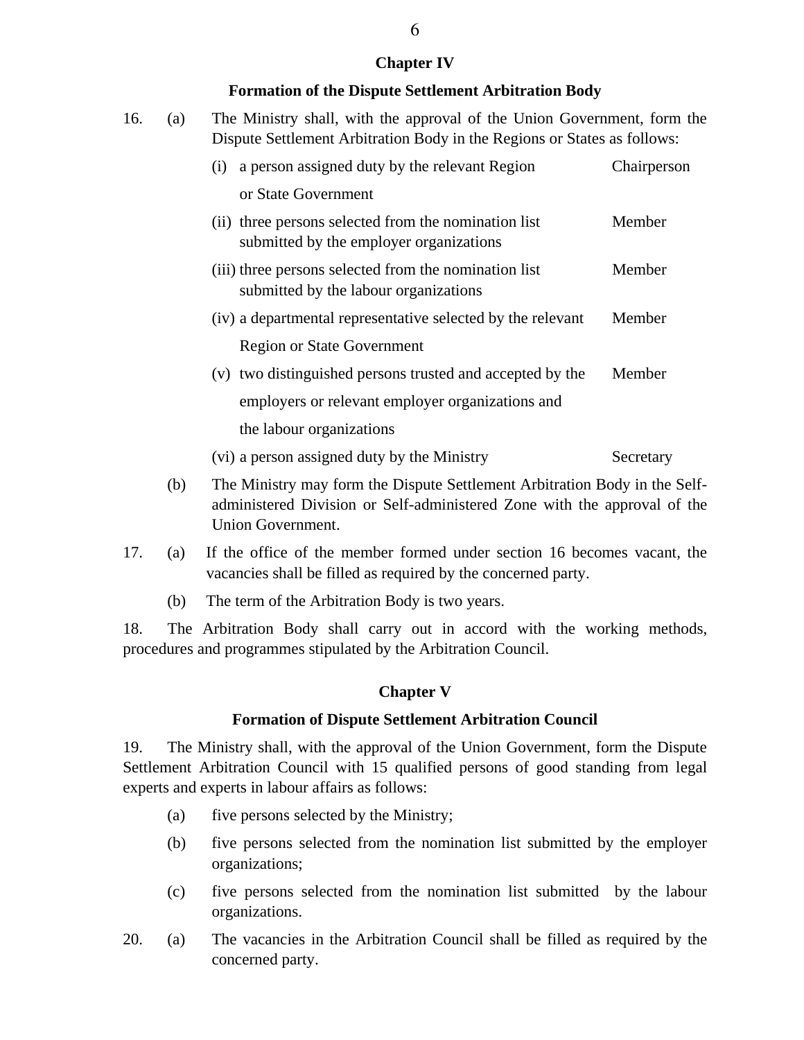## Chapter IV

### Formation of the Dispute Settlement Arbitration Body

16. (a) The Ministry shall, with the approval of the Union Government, form the Dispute Settlement Arbitration Body in the Regions or States as follows:

| | | |
|---|---|---|
| (i) | a person assigned duty by the relevant Region or State Government | Chairperson |
| (ii) | three persons selected from the nomination list submitted by the employer organizations | Member |
| (iii) | three persons selected from the nomination list submitted by the labour organizations | Member |
| (iv) | a departmental representative selected by the relevant Region or State Government | Member |
| (v) | two distinguished persons trusted and accepted by the employers or relevant employer organizations and the labour organizations | Member |
| (vi) | a person assigned duty by the Ministry | Secretary |

(b) The Ministry may form the Dispute Settlement Arbitration Body in the Self-administered Division or Self-administered Zone with the approval of the Union Government.

17. (a) If the office of the member formed under section 16 becomes vacant, the vacancies shall be filled as required by the concerned party.

(b) The term of the Arbitration Body is two years.

18. The Arbitration Body shall carry out in accord with the working methods, procedures and programmes stipulated by the Arbitration Council.

## Chapter V

### Formation of Dispute Settlement Arbitration Council

19. The Ministry shall, with the approval of the Union Government, form the Dispute Settlement Arbitration Council with 15 qualified persons of good standing from legal experts and experts in labour affairs as follows:

(a) five persons selected by the Ministry;

(b) five persons selected from the nomination list submitted by the employer organizations;

(c) five persons selected from the nomination list submitted by the labour organizations.

20. (a) The vacancies in the Arbitration Council shall be filled as required by the concerned party.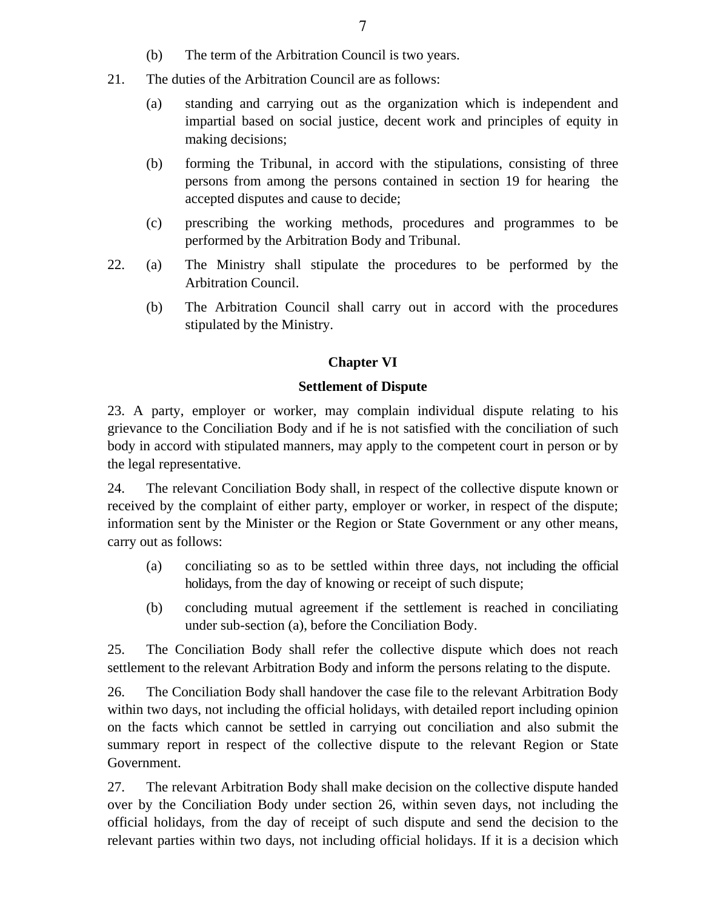(b) The term of the Arbitration Council is two years.

21. The duties of the Arbitration Council are as follows:

   (a) standing and carrying out as the organization which is independent and impartial based on social justice, decent work and principles of equity in making decisions;

   (b) forming the Tribunal, in accord with the stipulations, consisting of three persons from among the persons contained in section 19 for hearing the accepted disputes and cause to decide;

   (c) prescribing the working methods, procedures and programmes to be performed by the Arbitration Body and Tribunal.

22. (a) The Ministry shall stipulate the procedures to be performed by the Arbitration Council.

   (b) The Arbitration Council shall carry out in accord with the procedures stipulated by the Ministry.

## Chapter VI

## Settlement of Dispute

23. A party, employer or worker, may complain individual dispute relating to his grievance to the Conciliation Body and if he is not satisfied with the conciliation of such body in accord with stipulated manners, may apply to the competent court in person or by the legal representative.

24. The relevant Conciliation Body shall, in respect of the collective dispute known or received by the complaint of either party, employer or worker, in respect of the dispute; information sent by the Minister or the Region or State Government or any other means, carry out as follows:

   (a) conciliating so as to be settled within three days, not including the official holidays, from the day of knowing or receipt of such dispute;

   (b) concluding mutual agreement if the settlement is reached in conciliating under sub-section (a), before the Conciliation Body.

25. The Conciliation Body shall refer the collective dispute which does not reach settlement to the relevant Arbitration Body and inform the persons relating to the dispute.

26. The Conciliation Body shall handover the case file to the relevant Arbitration Body within two days, not including the official holidays, with detailed report including opinion on the facts which cannot be settled in carrying out conciliation and also submit the summary report in respect of the collective dispute to the relevant Region or State Government.

27. The relevant Arbitration Body shall make decision on the collective dispute handed over by the Conciliation Body under section 26, within seven days, not including the official holidays, from the day of receipt of such dispute and send the decision to the relevant parties within two days, not including official holidays. If it is a decision which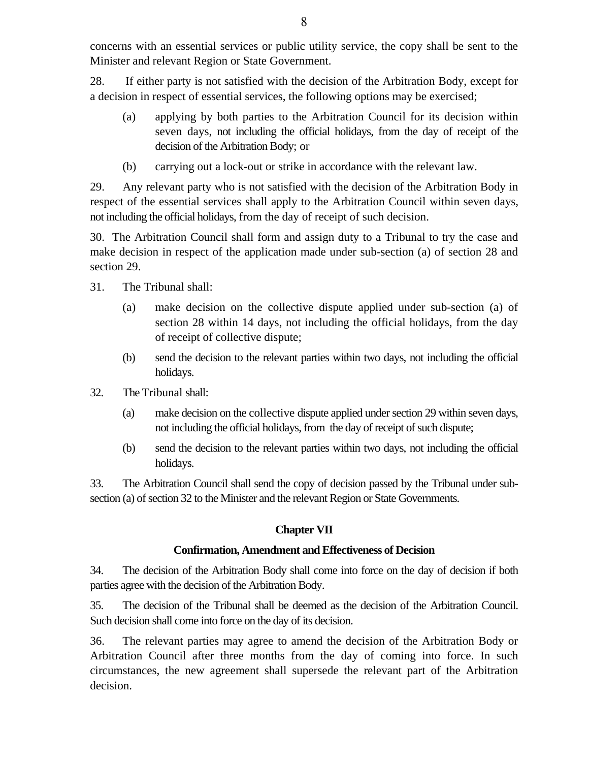concerns with an essential services or public utility service, the copy shall be sent to the Minister and relevant Region or State Government.

28. If either party is not satisfied with the decision of the Arbitration Body, except for a decision in respect of essential services, the following options may be exercised;

(a) applying by both parties to the Arbitration Council for its decision within seven days, not including the official holidays, from the day of receipt of the decision of the Arbitration Body; or

(b) carrying out a lock-out or strike in accordance with the relevant law.

29. Any relevant party who is not satisfied with the decision of the Arbitration Body in respect of the essential services shall apply to the Arbitration Council within seven days, not including the official holidays, from the day of receipt of such decision.

30. The Arbitration Council shall form and assign duty to a Tribunal to try the case and make decision in respect of the application made under sub-section (a) of section 28 and section 29.

31. The Tribunal shall:

(a) make decision on the collective dispute applied under sub-section (a) of section 28 within 14 days, not including the official holidays, from the day of receipt of collective dispute;

(b) send the decision to the relevant parties within two days, not including the official holidays.

32. The Tribunal shall:

(a) make decision on the collective dispute applied under section 29 within seven days, not including the official holidays, from the day of receipt of such dispute;

(b) send the decision to the relevant parties within two days, not including the official holidays.

33. The Arbitration Council shall send the copy of decision passed by the Tribunal under sub-section (a) of section 32 to the Minister and the relevant Region or State Governments.

## Chapter VII

### Confirmation, Amendment and Effectiveness of Decision

34. The decision of the Arbitration Body shall come into force on the day of decision if both parties agree with the decision of the Arbitration Body.

35. The decision of the Tribunal shall be deemed as the decision of the Arbitration Council. Such decision shall come into force on the day of its decision.

36. The relevant parties may agree to amend the decision of the Arbitration Body or Arbitration Council after three months from the day of coming into force. In such circumstances, the new agreement shall supersede the relevant part of the Arbitration decision.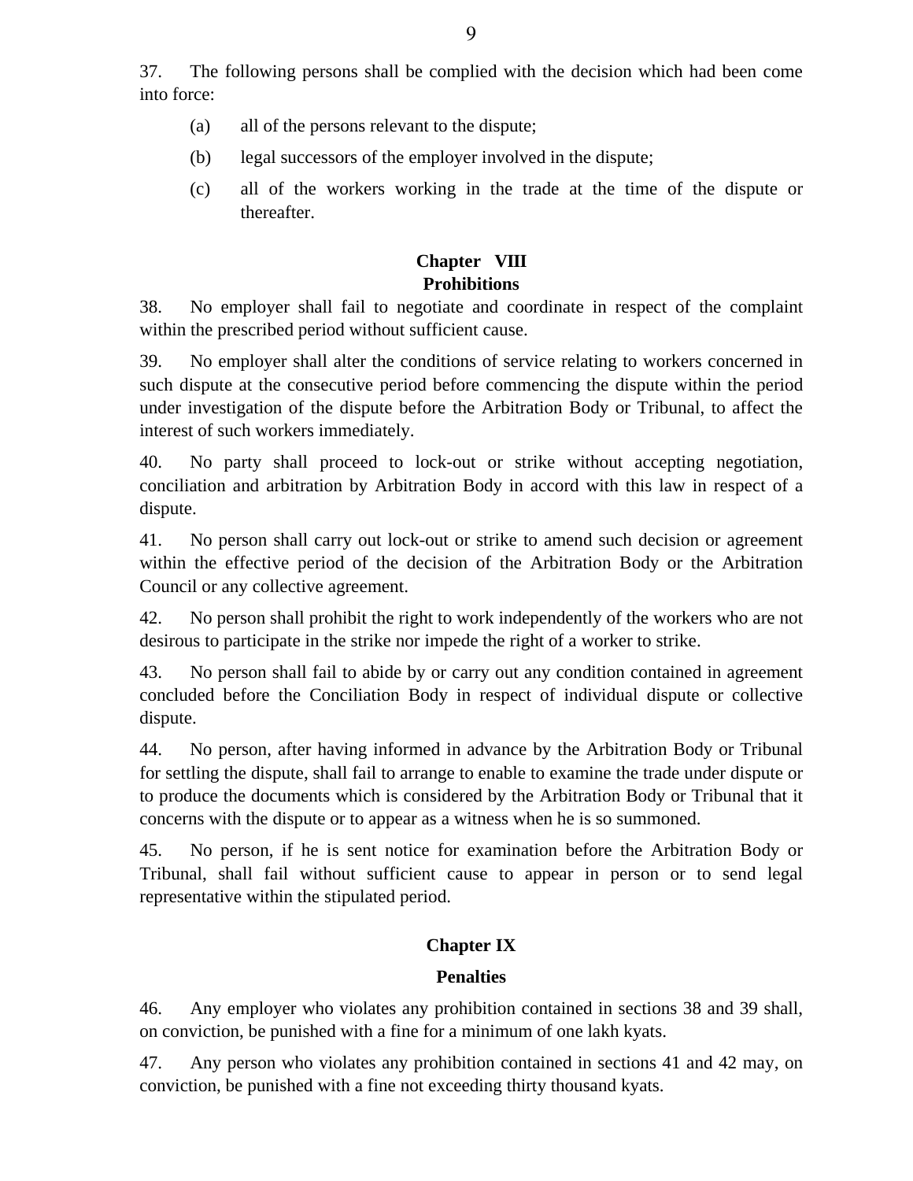37. The following persons shall be complied with the decision which had been come into force:

(a) all of the persons relevant to the dispute;

(b) legal successors of the employer involved in the dispute;

(c) all of the workers working in the trade at the time of the dispute or thereafter.

## Chapter VIII
## Prohibitions

38. No employer shall fail to negotiate and coordinate in respect of the complaint within the prescribed period without sufficient cause.

39. No employer shall alter the conditions of service relating to workers concerned in such dispute at the consecutive period before commencing the dispute within the period under investigation of the dispute before the Arbitration Body or Tribunal, to affect the interest of such workers immediately.

40. No party shall proceed to lock-out or strike without accepting negotiation, conciliation and arbitration by Arbitration Body in accord with this law in respect of a dispute.

41. No person shall carry out lock-out or strike to amend such decision or agreement within the effective period of the decision of the Arbitration Body or the Arbitration Council or any collective agreement.

42. No person shall prohibit the right to work independently of the workers who are not desirous to participate in the strike nor impede the right of a worker to strike.

43. No person shall fail to abide by or carry out any condition contained in agreement concluded before the Conciliation Body in respect of individual dispute or collective dispute.

44. No person, after having informed in advance by the Arbitration Body or Tribunal for settling the dispute, shall fail to arrange to enable to examine the trade under dispute or to produce the documents which is considered by the Arbitration Body or Tribunal that it concerns with the dispute or to appear as a witness when he is so summoned.

45. No person, if he is sent notice for examination before the Arbitration Body or Tribunal, shall fail without sufficient cause to appear in person or to send legal representative within the stipulated period.

## Chapter IX

## Penalties

46. Any employer who violates any prohibition contained in sections 38 and 39 shall, on conviction, be punished with a fine for a minimum of one lakh kyats.

47. Any person who violates any prohibition contained in sections 41 and 42 may, on conviction, be punished with a fine not exceeding thirty thousand kyats.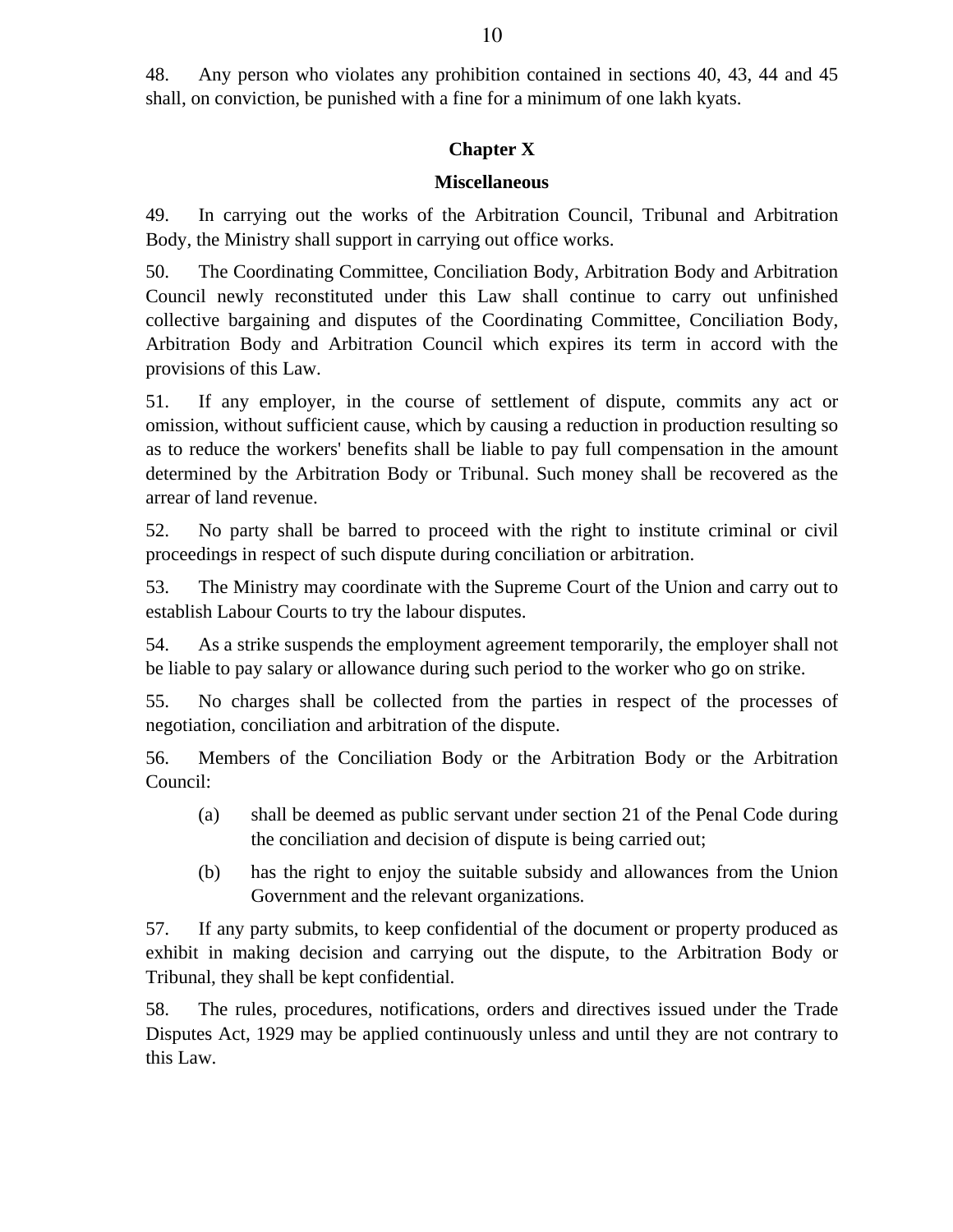48. Any person who violates any prohibition contained in sections 40, 43, 44 and 45 shall, on conviction, be punished with a fine for a minimum of one lakh kyats.

## Chapter X

## Miscellaneous

49. In carrying out the works of the Arbitration Council, Tribunal and Arbitration Body, the Ministry shall support in carrying out office works.

50. The Coordinating Committee, Conciliation Body, Arbitration Body and Arbitration Council newly reconstituted under this Law shall continue to carry out unfinished collective bargaining and disputes of the Coordinating Committee, Conciliation Body, Arbitration Body and Arbitration Council which expires its term in accord with the provisions of this Law.

51. If any employer, in the course of settlement of dispute, commits any act or omission, without sufficient cause, which by causing a reduction in production resulting so as to reduce the workers' benefits shall be liable to pay full compensation in the amount determined by the Arbitration Body or Tribunal. Such money shall be recovered as the arrear of land revenue.

52. No party shall be barred to proceed with the right to institute criminal or civil proceedings in respect of such dispute during conciliation or arbitration.

53. The Ministry may coordinate with the Supreme Court of the Union and carry out to establish Labour Courts to try the labour disputes.

54. As a strike suspends the employment agreement temporarily, the employer shall not be liable to pay salary or allowance during such period to the worker who go on strike.

55. No charges shall be collected from the parties in respect of the processes of negotiation, conciliation and arbitration of the dispute.

56. Members of the Conciliation Body or the Arbitration Body or the Arbitration Council:

(a) shall be deemed as public servant under section 21 of the Penal Code during the conciliation and decision of dispute is being carried out;

(b) has the right to enjoy the suitable subsidy and allowances from the Union Government and the relevant organizations.

57. If any party submits, to keep confidential of the document or property produced as exhibit in making decision and carrying out the dispute, to the Arbitration Body or Tribunal, they shall be kept confidential.

58. The rules, procedures, notifications, orders and directives issued under the Trade Disputes Act, 1929 may be applied continuously unless and until they are not contrary to this Law.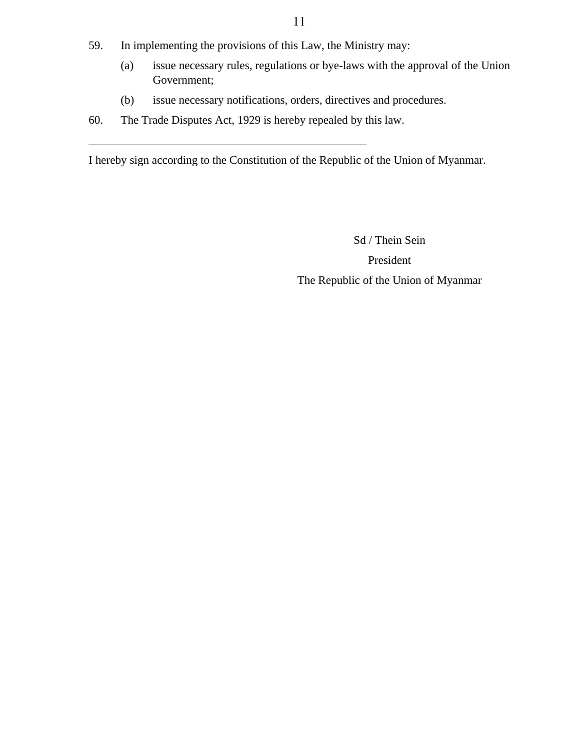59. In implementing the provisions of this Law, the Ministry may:

    (a) issue necessary rules, regulations or bye-laws with the approval of the Union Government;

    (b) issue necessary notifications, orders, directives and procedures.

60. The Trade Disputes Act, 1929 is hereby repealed by this law.

---

I hereby sign according to the Constitution of the Republic of the Union of Myanmar.

Sd / Thein Sein

President

The Republic of the Union of Myanmar